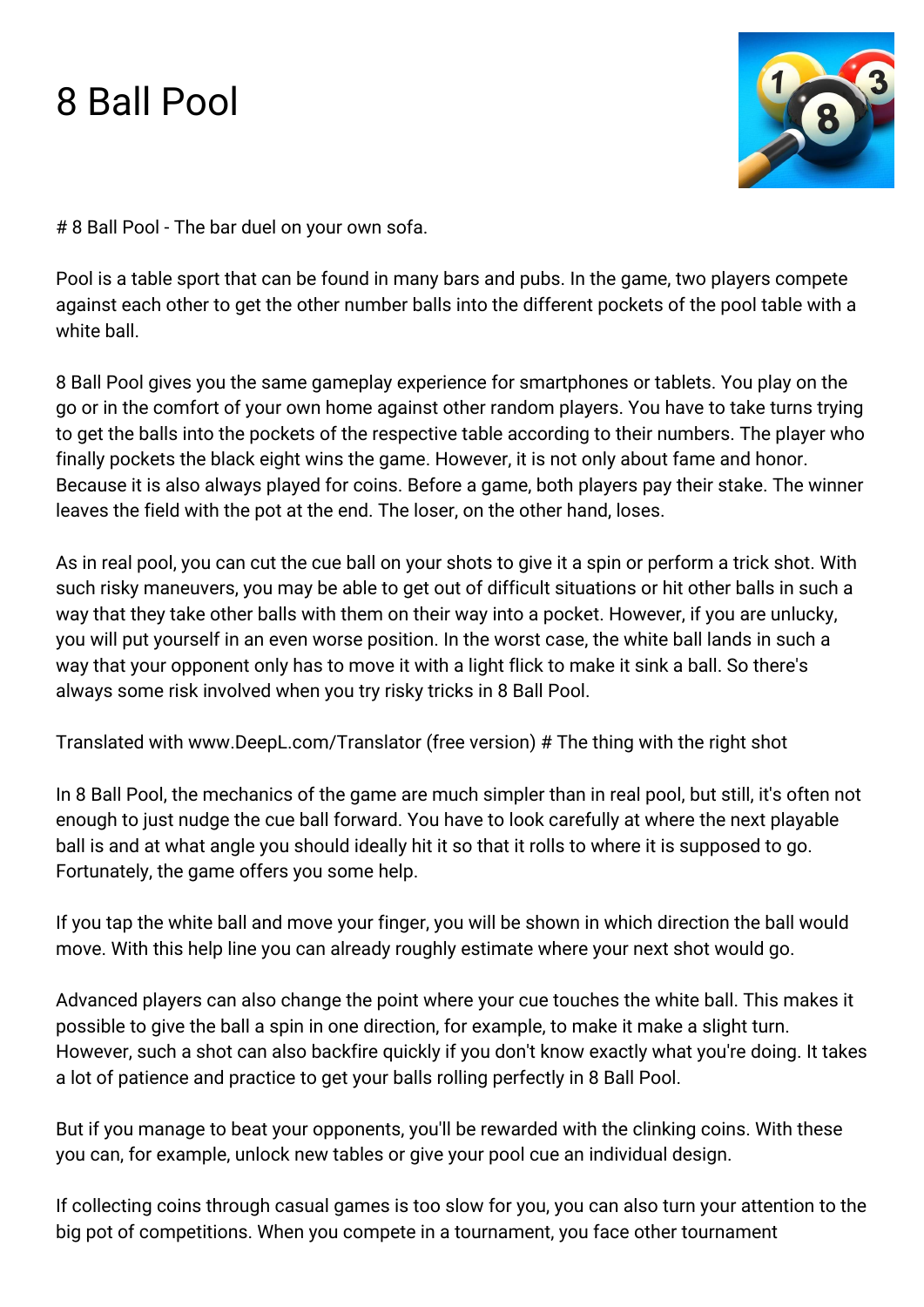# 8 Ball Pool

# 8 Ball Pool - The bar duel on your own sofa.

Pool is a table sport that can be found in many bars and pubs. In the game, two players compete against each other to get the other number balls into the different pockets of the pool table with a white ball.

8 Ball Pool gives you the same gameplay experience for smartphones or tablets. You play on the go or in the comfort of your own home against other random players. You have to take turns trying to get the balls into the pockets of the respective table according to their numbers. The player who finally pockets the black eight wins the game. However, it is not only about fame and honor. Because it is also always played for coins. Before a game, both players pay their stake. The winner leaves the field with the pot at the end. The loser, on the other hand, loses.

As in real pool, you can cut the cue ball on your shots to give it a spin or perform a trick shot. With such risky maneuvers, you may be able to get out of difficult situations or hit other balls in such a way that they take other balls with them on their way into a pocket. However, if you are unlucky, you will put yourself in an even worse position. In the worst case, the white ball lands in such a way that your opponent only has to move it with a light flick to make it sink a ball. So there's always some risk involved when you try risky tricks in 8 Ball Pool.

Translated with www.DeepL.com/Translator (free version) # The thing with the right shot

In 8 Ball Pool, the mechanics of the game are much simpler than in real pool, but still, it's often not enough to just nudge the cue ball forward. You have to look carefully at where the next playable ball is and at what angle you should ideally hit it so that it rolls to where it is supposed to go. Fortunately, the game offers you some help.

If you tap the white ball and move your finger, you will be shown in which direction the ball would move. With this help line you can already roughly estimate where your next shot would go.

Advanced players can also change the point where your cue touches the white ball. This makes it possible to give the ball a spin in one direction, for example, to make it make a slight turn. However, such a shot can also backfire quickly if you don't know exactly what you're doing. It takes a lot of patience and practice to get your balls rolling perfectly in 8 Ball Pool.

But if you manage to beat your opponents, you'll be rewarded with the clinking coins. With these you can, for example, unlock new tables or give your pool cue an individual design.

If collecting coins through casual games is too slow for you, you can also turn your attention to the big pot of competitions. When you compete in a tournament, you face other tournament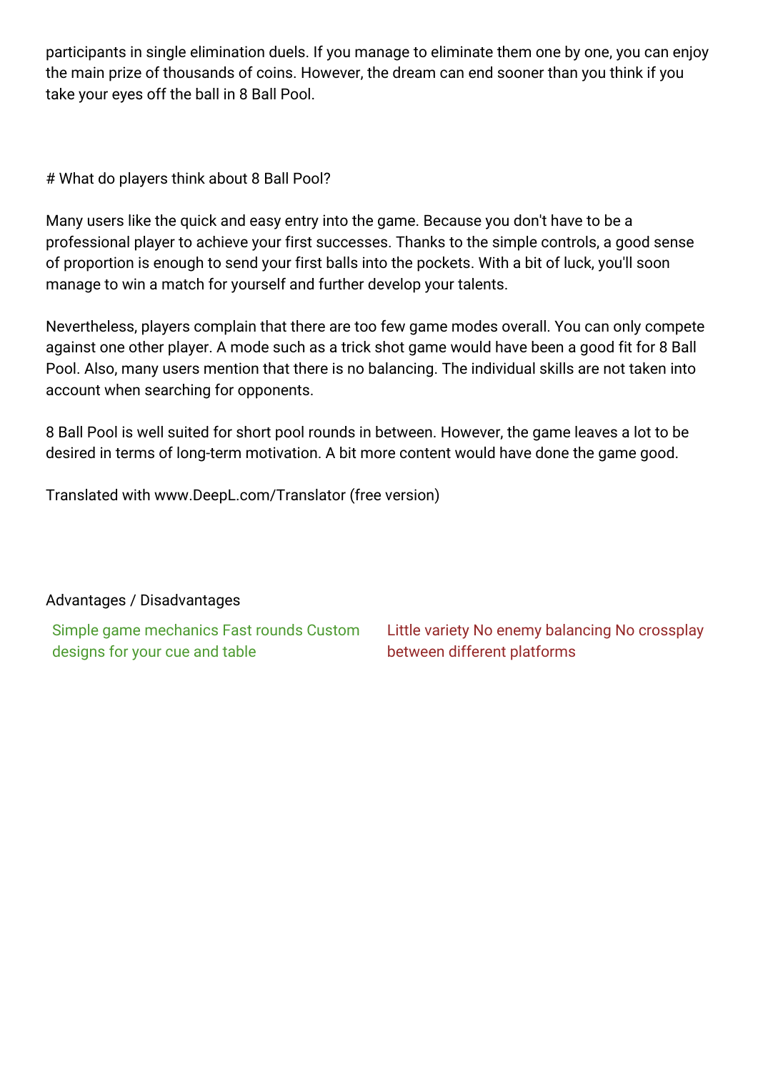participants in single elimination duels. If you manage to eliminate them one by one, you can enjoy the main prize of thousands of coins. However, the dream can end sooner than you think if you take your eyes off the ball in 8 Ball Pool.

# What do players think about 8 Ball Pool?

Many users like the quick and easy entry into the game. Because you don't have to be a professional player to achieve your first successes. Thanks to the simple controls, a good sense of proportion is enough to send your first balls into the pockets. With a bit of luck, you'll soon manage to win a match for yourself and further develop your talents.

Nevertheless, players complain that there are too few game modes overall. You can only compete against one other player. A mode such as a trick shot game would have been a good fit for 8 Ball Pool. Also, many users mention that there is no balancing. The individual skills are not taken into account when searching for opponents.

8 Ball Pool is well suited for short pool rounds in between. However, the game leaves a lot to be desired in terms of long-term motivation. A bit more content would have done the game good.

Translated with www.DeepL.com/Translator (free version)

Advantages / Disadvantages

| | |
|---|---|
| Simple game mechanics Fast rounds Custom designs for your cue and table | Little variety No enemy balancing No crossplay between different platforms |